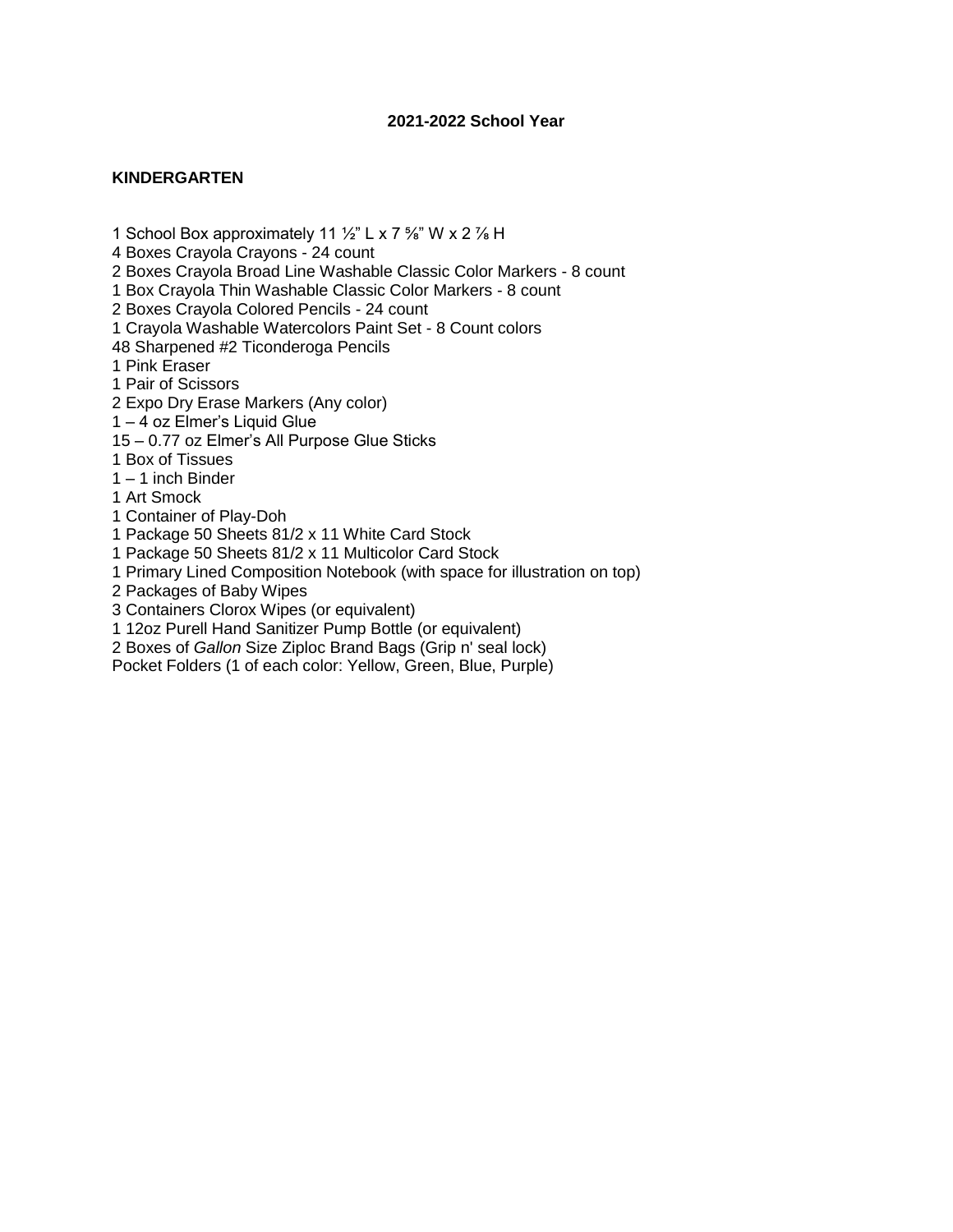**2021-2022 School Year**

**KINDERGARTEN**

1 School Box approximately 11 ½" L x 7 ⅝" W x 2 ⅞ H
4 Boxes Crayola Crayons - 24 count
2 Boxes Crayola Broad Line Washable Classic Color Markers - 8 count
1 Box Crayola Thin Washable Classic Color Markers - 8 count
2 Boxes Crayola Colored Pencils - 24 count
1 Crayola Washable Watercolors Paint Set - 8 Count colors
48 Sharpened #2 Ticonderoga Pencils
1 Pink Eraser
1 Pair of Scissors
2 Expo Dry Erase Markers (Any color)
1 – 4 oz Elmer's Liquid Glue
15 – 0.77 oz Elmer's All Purpose Glue Sticks
1 Box of Tissues
1 – 1 inch Binder
1 Art Smock
1 Container of Play-Doh
1 Package 50 Sheets 81/2 x 11 White Card Stock
1 Package 50 Sheets 81/2 x 11 Multicolor Card Stock
1 Primary Lined Composition Notebook (with space for illustration on top)
2 Packages of Baby Wipes
3 Containers Clorox Wipes (or equivalent)
1 12oz Purell Hand Sanitizer Pump Bottle (or equivalent)
2 Boxes of *Gallon* Size Ziploc Brand Bags (Grip n' seal lock)
Pocket Folders (1 of each color: Yellow, Green, Blue, Purple)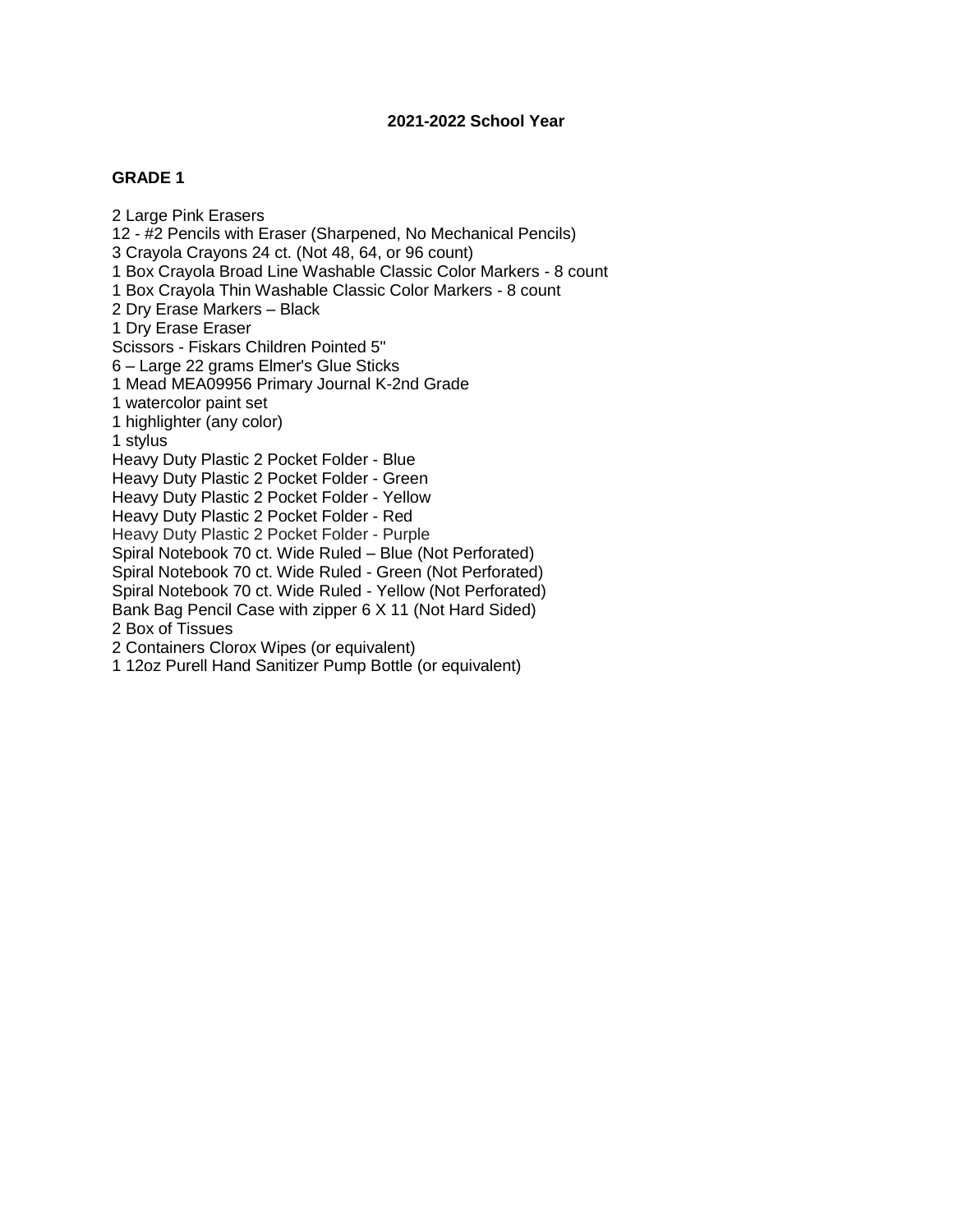**2021-2022 School Year**

**GRADE 1**

2 Large Pink Erasers
12 - #2 Pencils with Eraser (Sharpened, No Mechanical Pencils)
3 Crayola Crayons 24 ct. (Not 48, 64, or 96 count)
1 Box Crayola Broad Line Washable Classic Color Markers - 8 count
1 Box Crayola Thin Washable Classic Color Markers - 8 count
2 Dry Erase Markers – Black
1 Dry Erase Eraser
Scissors - Fiskars Children Pointed 5"
6 – Large 22 grams Elmer's Glue Sticks
1 Mead MEA09956 Primary Journal K-2nd Grade
1 watercolor paint set
1 highlighter (any color)
1 stylus
Heavy Duty Plastic 2 Pocket Folder - Blue
Heavy Duty Plastic 2 Pocket Folder - Green
Heavy Duty Plastic 2 Pocket Folder - Yellow
Heavy Duty Plastic 2 Pocket Folder - Red
Heavy Duty Plastic 2 Pocket Folder - Purple
Spiral Notebook 70 ct. Wide Ruled – Blue (Not Perforated)
Spiral Notebook 70 ct. Wide Ruled - Green (Not Perforated)
Spiral Notebook 70 ct. Wide Ruled - Yellow (Not Perforated)
Bank Bag Pencil Case with zipper 6 X 11 (Not Hard Sided)
2 Box of Tissues
2 Containers Clorox Wipes (or equivalent)
1 12oz Purell Hand Sanitizer Pump Bottle (or equivalent)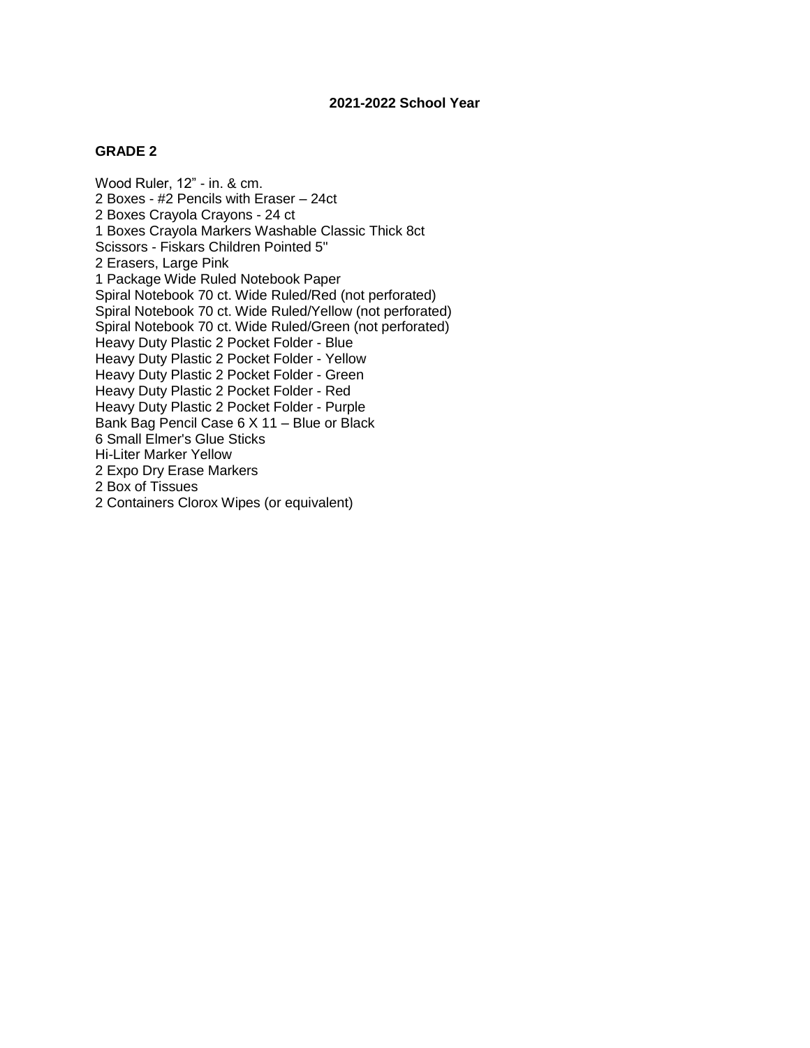**2021-2022 School Year**

**GRADE 2**

Wood Ruler, 12" - in. & cm.
2 Boxes - #2 Pencils with Eraser – 24ct
2 Boxes Crayola Crayons - 24 ct
1 Boxes Crayola Markers Washable Classic Thick 8ct
Scissors - Fiskars Children Pointed 5"
2 Erasers, Large Pink
1 Package Wide Ruled Notebook Paper
Spiral Notebook 70 ct. Wide Ruled/Red (not perforated)
Spiral Notebook 70 ct. Wide Ruled/Yellow (not perforated)
Spiral Notebook 70 ct. Wide Ruled/Green (not perforated)
Heavy Duty Plastic 2 Pocket Folder - Blue
Heavy Duty Plastic 2 Pocket Folder - Yellow
Heavy Duty Plastic 2 Pocket Folder - Green
Heavy Duty Plastic 2 Pocket Folder - Red
Heavy Duty Plastic 2 Pocket Folder - Purple
Bank Bag Pencil Case 6 X 11 – Blue or Black
6 Small Elmer's Glue Sticks
Hi-Liter Marker Yellow
2 Expo Dry Erase Markers
2 Box of Tissues
2 Containers Clorox Wipes (or equivalent)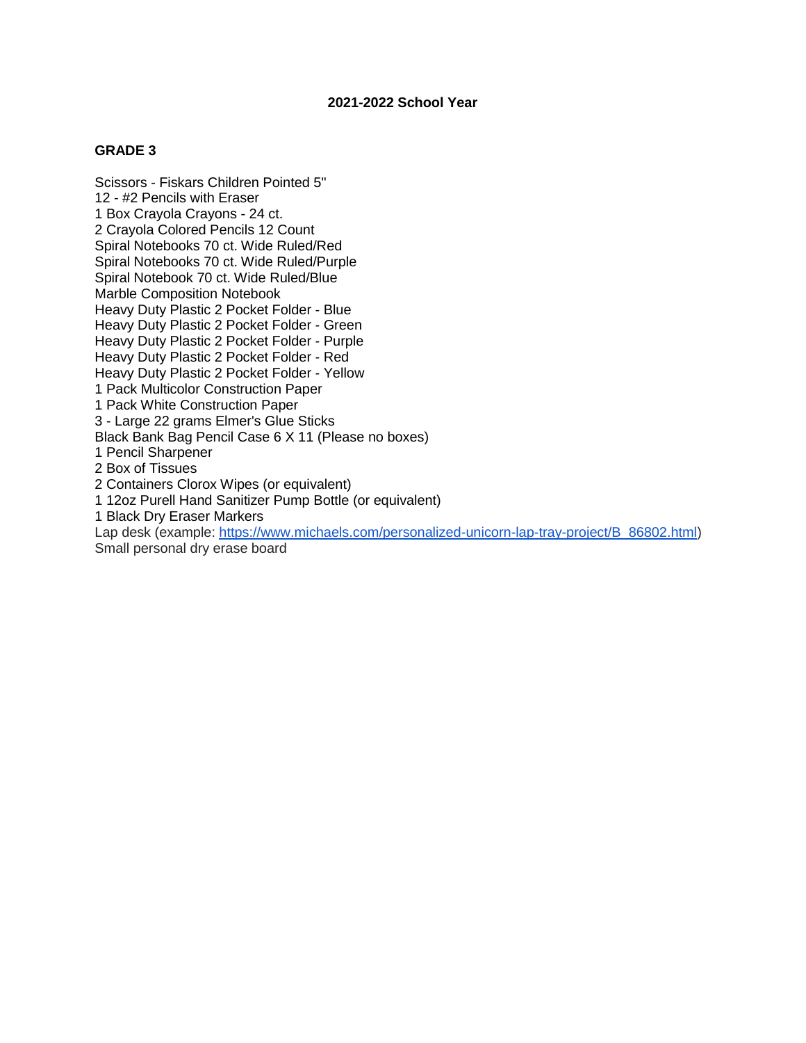**2021-2022 School Year**

**GRADE 3**

Scissors - Fiskars Children Pointed 5"
12 - #2 Pencils with Eraser
1 Box Crayola Crayons - 24 ct.
2 Crayola Colored Pencils 12 Count
Spiral Notebooks 70 ct. Wide Ruled/Red
Spiral Notebooks 70 ct. Wide Ruled/Purple
Spiral Notebook 70 ct. Wide Ruled/Blue
Marble Composition Notebook
Heavy Duty Plastic 2 Pocket Folder - Blue
Heavy Duty Plastic 2 Pocket Folder - Green
Heavy Duty Plastic 2 Pocket Folder - Purple
Heavy Duty Plastic 2 Pocket Folder - Red
Heavy Duty Plastic 2 Pocket Folder - Yellow
1 Pack Multicolor Construction Paper
1 Pack White Construction Paper
3 - Large 22 grams Elmer's Glue Sticks
Black Bank Bag Pencil Case 6 X 11 (Please no boxes)
1 Pencil Sharpener
2 Box of Tissues
2 Containers Clorox Wipes (or equivalent)
1 12oz Purell Hand Sanitizer Pump Bottle (or equivalent)
1 Black Dry Eraser Markers
Lap desk (example: [https://www.michaels.com/personalized-unicorn-lap-tray-project/B_86802.html](https://www.michaels.com/personalized-unicorn-lap-tray-project/B_86802.html))
Small personal dry erase board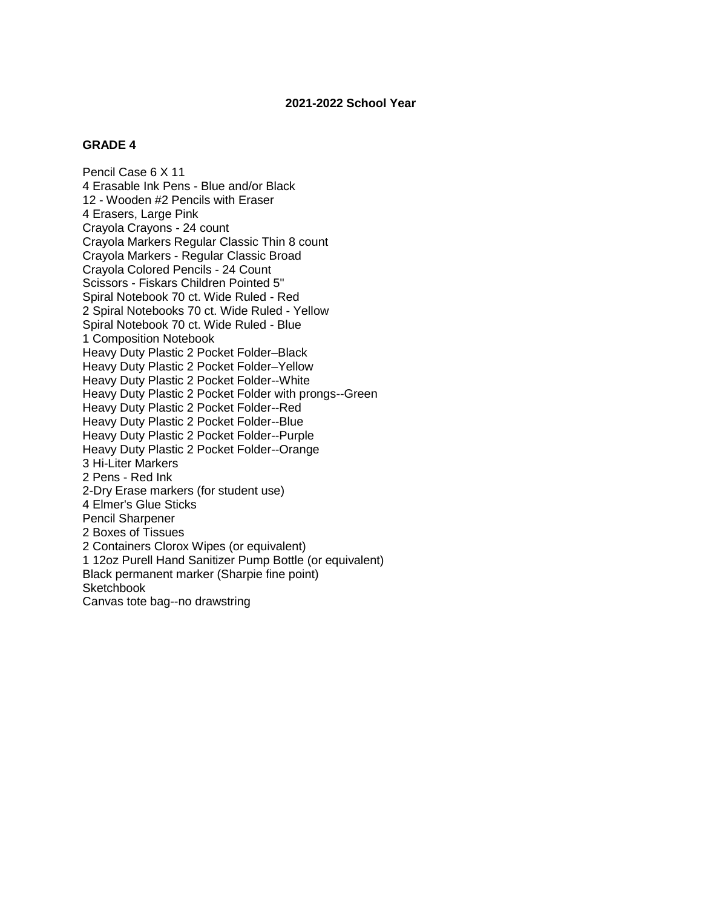**2021-2022 School Year**

**GRADE 4**

Pencil Case 6 X 11
4 Erasable Ink Pens - Blue and/or Black
12 - Wooden #2 Pencils with Eraser
4 Erasers, Large Pink
Crayola Crayons - 24 count
Crayola Markers Regular Classic Thin 8 count
Crayola Markers - Regular Classic Broad
Crayola Colored Pencils - 24 Count
Scissors - Fiskars Children Pointed 5"
Spiral Notebook 70 ct. Wide Ruled - Red
2 Spiral Notebooks 70 ct. Wide Ruled - Yellow
Spiral Notebook 70 ct. Wide Ruled - Blue
1 Composition Notebook
Heavy Duty Plastic 2 Pocket Folder–Black
Heavy Duty Plastic 2 Pocket Folder–Yellow
Heavy Duty Plastic 2 Pocket Folder--White
Heavy Duty Plastic 2 Pocket Folder with prongs--Green
Heavy Duty Plastic 2 Pocket Folder--Red
Heavy Duty Plastic 2 Pocket Folder--Blue
Heavy Duty Plastic 2 Pocket Folder--Purple
Heavy Duty Plastic 2 Pocket Folder--Orange
3 Hi-Liter Markers
2 Pens - Red Ink
2-Dry Erase markers (for student use)
4 Elmer's Glue Sticks
Pencil Sharpener
2 Boxes of Tissues
2 Containers Clorox Wipes (or equivalent)
1 12oz Purell Hand Sanitizer Pump Bottle (or equivalent)
Black permanent marker (Sharpie fine point)
Sketchbook
Canvas tote bag--no drawstring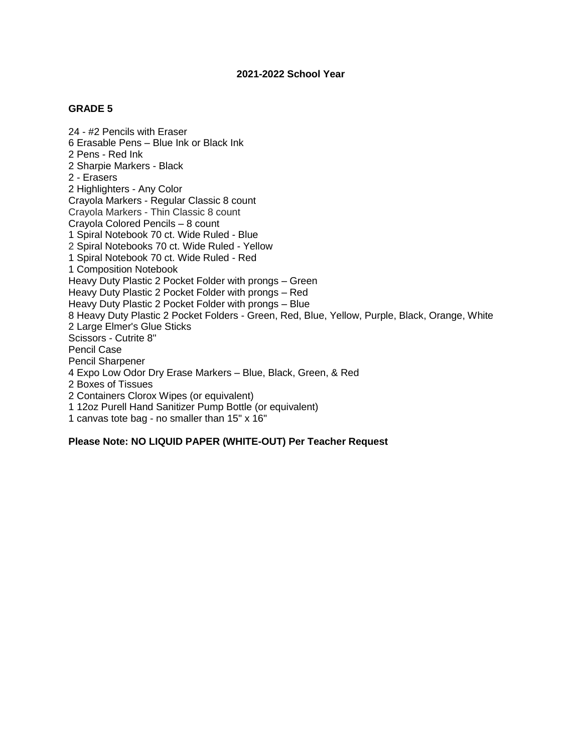**2021-2022 School Year**

## GRADE 5

24 - #2 Pencils with Eraser
6 Erasable Pens – Blue Ink or Black Ink
2 Pens - Red Ink
2 Sharpie Markers - Black
2 - Erasers
2 Highlighters - Any Color
Crayola Markers - Regular Classic 8 count
Crayola Markers - Thin Classic 8 count
Crayola Colored Pencils – 8 count
1 Spiral Notebook 70 ct. Wide Ruled - Blue
2 Spiral Notebooks 70 ct. Wide Ruled - Yellow
1 Spiral Notebook 70 ct. Wide Ruled - Red
1 Composition Notebook
Heavy Duty Plastic 2 Pocket Folder with prongs – Green
Heavy Duty Plastic 2 Pocket Folder with prongs – Red
Heavy Duty Plastic 2 Pocket Folder with prongs – Blue
8 Heavy Duty Plastic 2 Pocket Folders - Green, Red, Blue, Yellow, Purple, Black, Orange, White
2 Large Elmer's Glue Sticks
Scissors - Cutrite 8"
Pencil Case
Pencil Sharpener
4 Expo Low Odor Dry Erase Markers – Blue, Black, Green, & Red
2 Boxes of Tissues
2 Containers Clorox Wipes (or equivalent)
1 12oz Purell Hand Sanitizer Pump Bottle (or equivalent)
1 canvas tote bag - no smaller than 15" x 16"

**Please Note: NO LIQUID PAPER (WHITE-OUT) Per Teacher Request**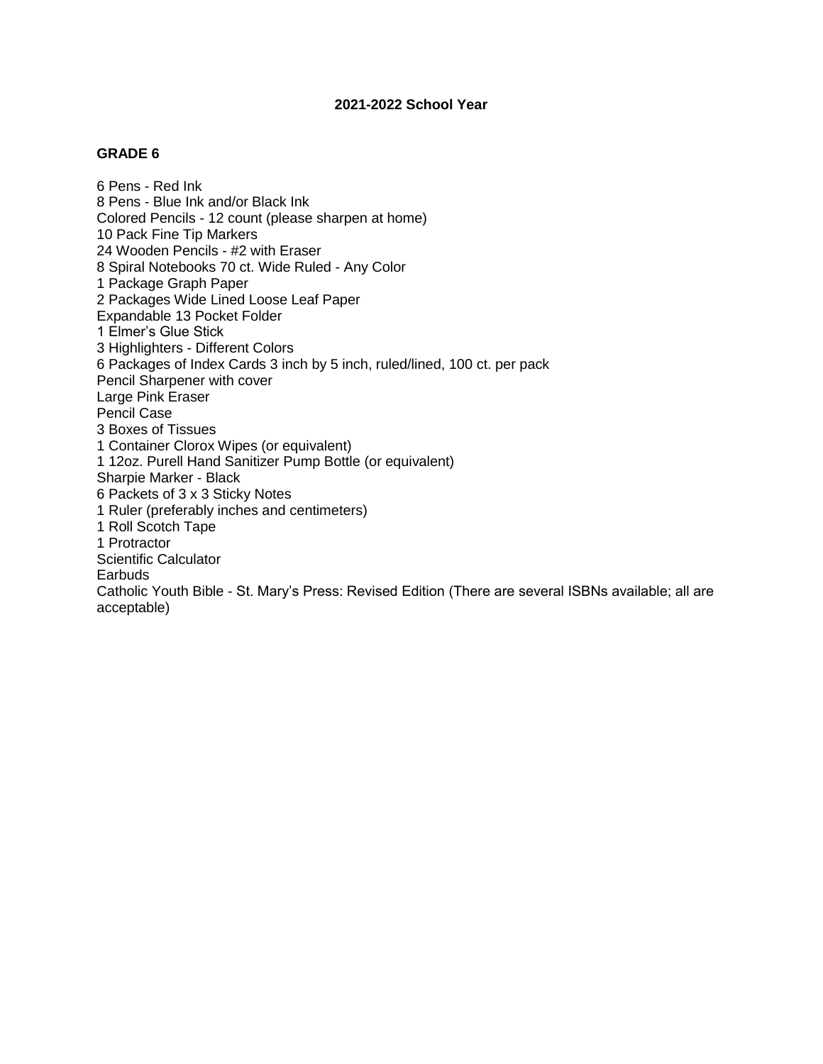**2021-2022 School Year**

**GRADE 6**

6 Pens - Red Ink
8 Pens - Blue Ink and/or Black Ink
Colored Pencils - 12 count (please sharpen at home)
10 Pack Fine Tip Markers
24 Wooden Pencils - #2 with Eraser
8 Spiral Notebooks 70 ct. Wide Ruled - Any Color
1 Package Graph Paper
2 Packages Wide Lined Loose Leaf Paper
Expandable 13 Pocket Folder
1 Elmer's Glue Stick
3 Highlighters - Different Colors
6 Packages of Index Cards 3 inch by 5 inch, ruled/lined, 100 ct. per pack
Pencil Sharpener with cover
Large Pink Eraser
Pencil Case
3 Boxes of Tissues
1 Container Clorox Wipes (or equivalent)
1 12oz. Purell Hand Sanitizer Pump Bottle (or equivalent)
Sharpie Marker - Black
6 Packets of 3 x 3 Sticky Notes
1 Ruler (preferably inches and centimeters)
1 Roll Scotch Tape
1 Protractor
Scientific Calculator
Earbuds
Catholic Youth Bible - St. Mary's Press: Revised Edition (There are several ISBNs available; all are acceptable)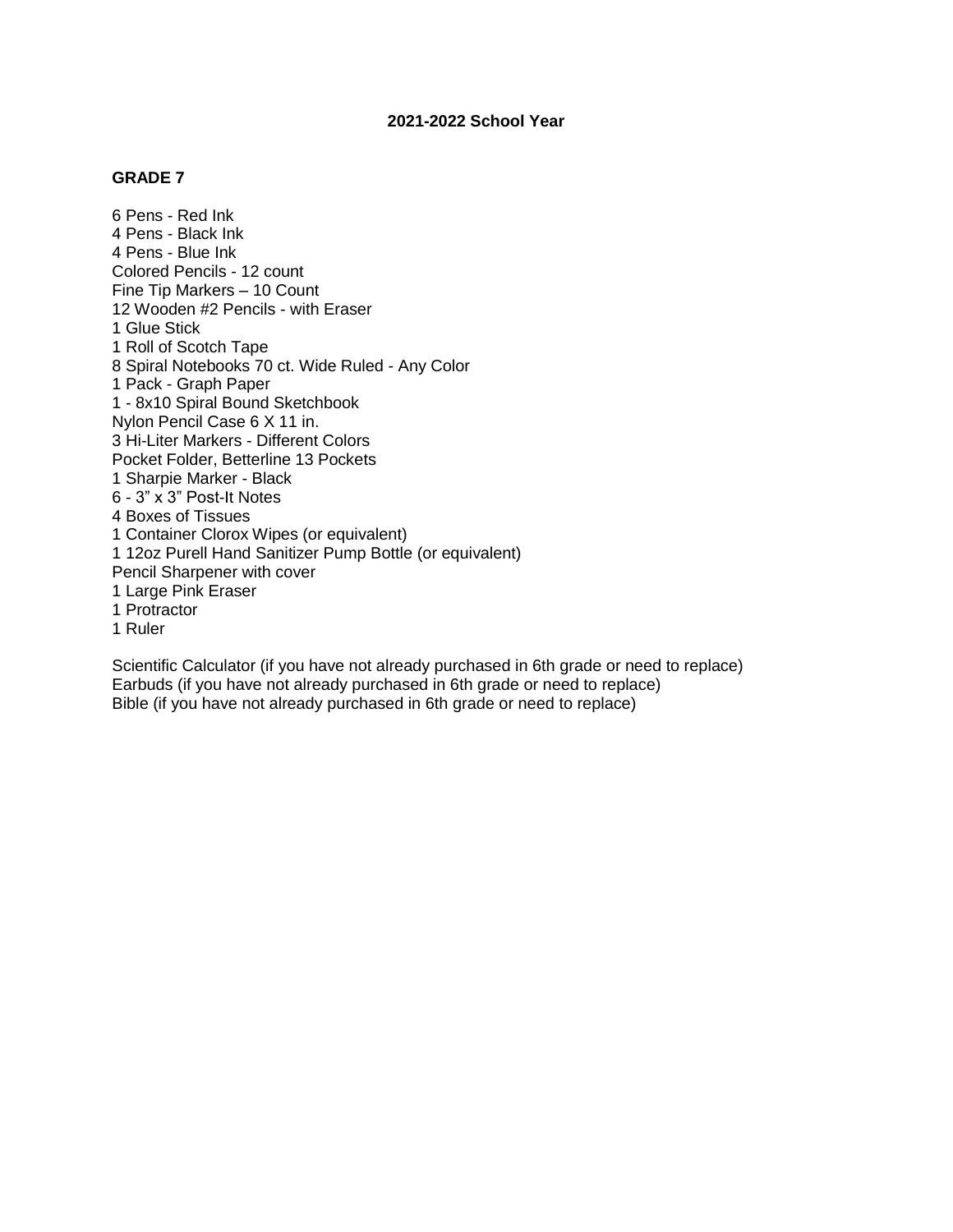**2021-2022 School Year**

**GRADE 7**

6 Pens - Red Ink
4 Pens - Black Ink
4 Pens - Blue Ink
Colored Pencils - 12 count
Fine Tip Markers – 10 Count
12 Wooden #2 Pencils - with Eraser
1 Glue Stick
1 Roll of Scotch Tape
8 Spiral Notebooks 70 ct. Wide Ruled - Any Color
1 Pack - Graph Paper
1 - 8x10 Spiral Bound Sketchbook
Nylon Pencil Case 6 X 11 in.
3 Hi-Liter Markers - Different Colors
Pocket Folder, Betterline 13 Pockets
1 Sharpie Marker - Black
6 - 3" x 3" Post-It Notes
4 Boxes of Tissues
1 Container Clorox Wipes (or equivalent)
1 12oz Purell Hand Sanitizer Pump Bottle (or equivalent)
Pencil Sharpener with cover
1 Large Pink Eraser
1 Protractor
1 Ruler

Scientific Calculator (if you have not already purchased in 6th grade or need to replace)
Earbuds (if you have not already purchased in 6th grade or need to replace)
Bible (if you have not already purchased in 6th grade or need to replace)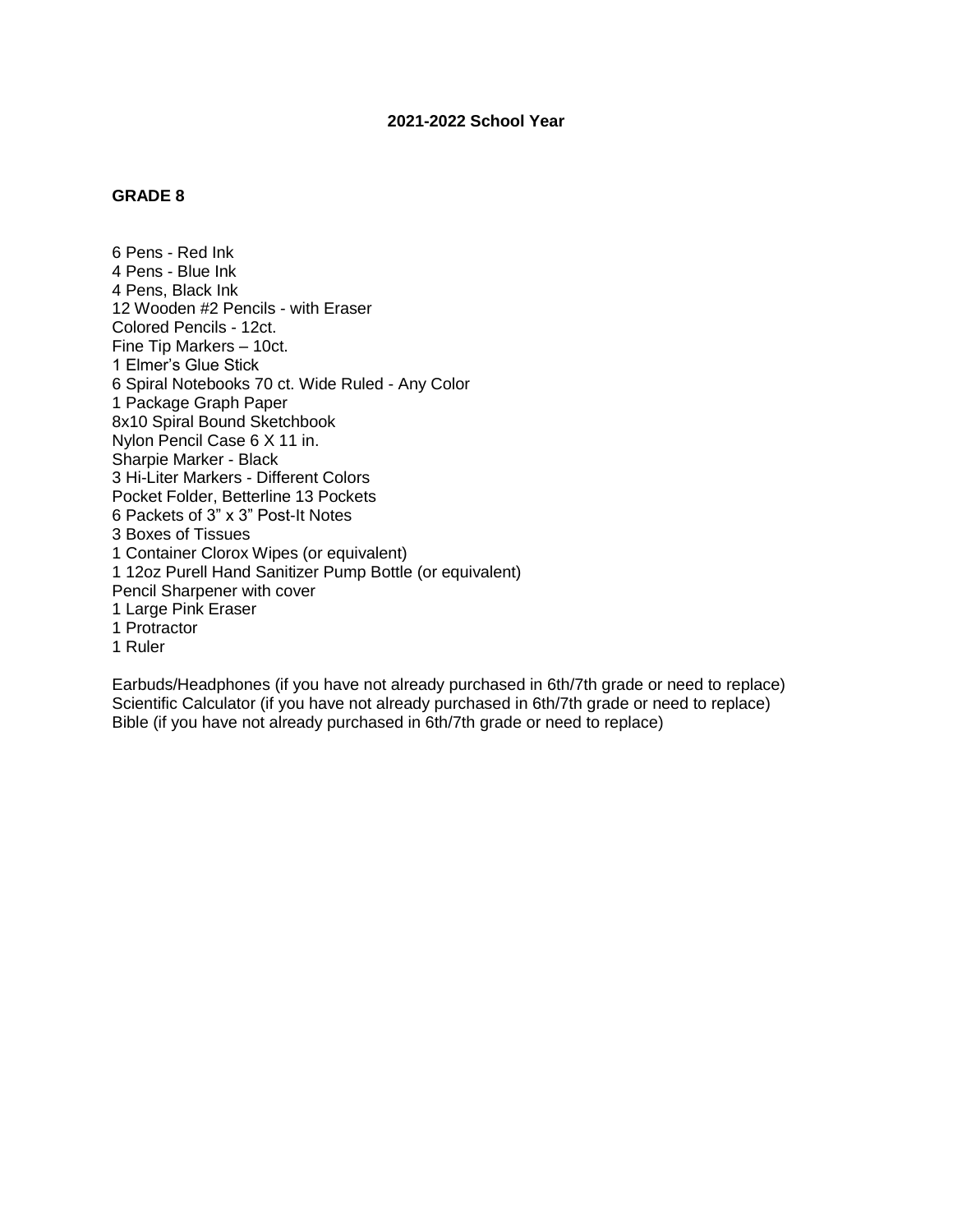**2021-2022 School Year**

**GRADE 8**

6 Pens - Red Ink
4 Pens - Blue Ink
4 Pens, Black Ink
12 Wooden #2 Pencils - with Eraser
Colored Pencils - 12ct.
Fine Tip Markers – 10ct.
1 Elmer's Glue Stick
6 Spiral Notebooks 70 ct. Wide Ruled - Any Color
1 Package Graph Paper
8x10 Spiral Bound Sketchbook
Nylon Pencil Case 6 X 11 in.
Sharpie Marker - Black
3 Hi-Liter Markers - Different Colors
Pocket Folder, Betterline 13 Pockets
6 Packets of 3" x 3" Post-It Notes
3 Boxes of Tissues
1 Container Clorox Wipes (or equivalent)
1 12oz Purell Hand Sanitizer Pump Bottle (or equivalent)
Pencil Sharpener with cover
1 Large Pink Eraser
1 Protractor
1 Ruler

Earbuds/Headphones (if you have not already purchased in 6th/7th grade or need to replace)
Scientific Calculator (if you have not already purchased in 6th/7th grade or need to replace)
Bible (if you have not already purchased in 6th/7th grade or need to replace)